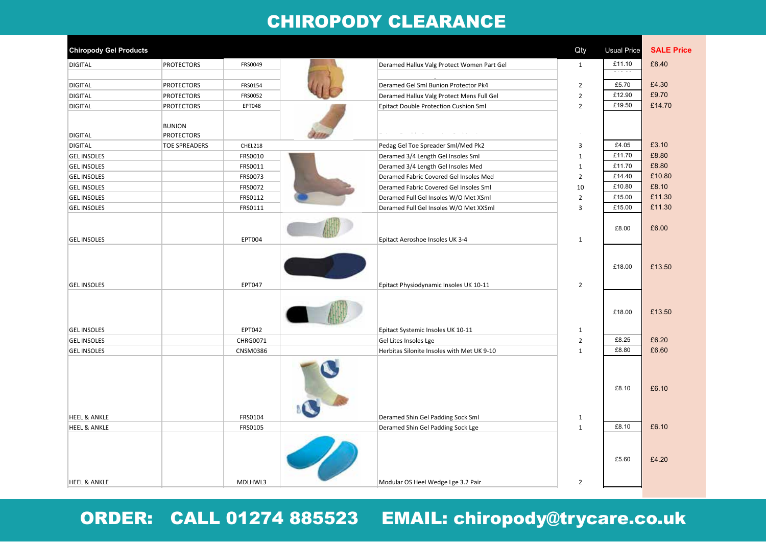# CHIROPODY CLEARANCE

| Chiropody Gel Products | | | | Qty | Usual Price | SALE Price |
|---|---|---|---|---|---|---|
| DIGITAL | PROTECTORS | FRS0049 | Deramed Hallux Valg Protect Women Part Gel | 1 | £11.10 | £8.40 |
| DIGITAL | PROTECTORS | FRS0154 | Deramed Gel Sml Bunion Protector Pk4 | 2 | £5.70 | £4.30 |
| DIGITAL | PROTECTORS | FRS0052 | Deramed Hallux Valg Protect Mens Full Gel | 2 | £12.90 | £9.70 |
| DIGITAL | PROTECTORS | EPT048 | Epitact Double Protection Cushion Sml | 2 | £19.50 | £14.70 |
| DIGITAL | BUNION PROTECTORS | | | | | |
| DIGITAL | TOE SPREADERS | CHEL218 | Pedag Gel Toe Spreader Sml/Med Pk2 | 3 | £4.05 | £3.10 |
| GEL INSOLES | | FRS0010 | Deramed 3/4 Length Gel Insoles Sml | 1 | £11.70 | £8.80 |
| GEL INSOLES | | FRS0011 | Deramed 3/4 Length Gel Insoles Med | 1 | £11.70 | £8.80 |
| GEL INSOLES | | FRS0073 | Deramed Fabric Covered Gel Insoles Med | 2 | £14.40 | £10.80 |
| GEL INSOLES | | FRS0072 | Deramed Fabric Covered Gel Insoles Sml | 10 | £10.80 | £8.10 |
| GEL INSOLES | | FRS0112 | Deramed Full Gel Insoles W/O Met XSml | 2 | £15.00 | £11.30 |
| GEL INSOLES | | FRS0111 | Deramed Full Gel Insoles W/O Met XXSml | 3 | £15.00 | £11.30 |
| GEL INSOLES | | EPT004 | Epitact Aeroshoe Insoles UK 3-4 | 1 | £8.00 | £6.00 |
| GEL INSOLES | | EPT047 | Epitact Physiodynamic Insoles UK 10-11 | 2 | £18.00 | £13.50 |
| GEL INSOLES | | EPT042 | Epitact Systemic Insoles UK 10-11 | 1 | £18.00 | £13.50 |
| GEL INSOLES | | CHRG0071 | Gel Lites Insoles Lge | 2 | £8.25 | £6.20 |
| GEL INSOLES | | CNSM0386 | Herbitas Silonite Insoles with Met UK 9-10 | 1 | £8.80 | £6.60 |
| HEEL & ANKLE | | FRS0104 | Deramed Shin Gel Padding Sock Sml | 1 | £8.10 | £6.10 |
| HEEL & ANKLE | | FRS0105 | Deramed Shin Gel Padding Sock Lge | 1 | £8.10 | £6.10 |
| HEEL & ANKLE | | MDLHWL3 | Modular OS Heel Wedge Lge 3.2 Pair | 2 | £5.60 | £4.20 |

**ORDER: CALL 01274 885523 EMAIL: chiropody@trycare.co.uk**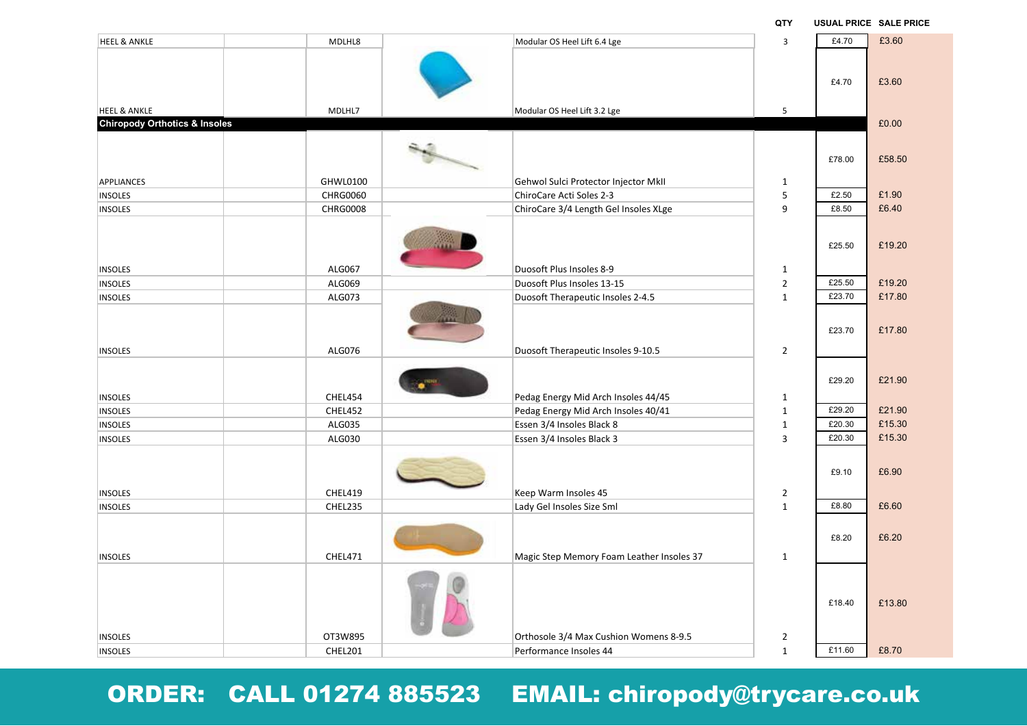| | | | | | QTY | USUAL PRICE | SALE PRICE |
|---|---|---|---|---|---|---|---|
| HEEL & ANKLE | | MDLHL8 | | Modular OS Heel Lift 6.4 Lge | 3 | £4.70 | £3.60 |
| HEEL & ANKLE | | MDLHL7 | | Modular OS Heel Lift 3.2 Lge | 5 | £4.70 | £3.60 |
| **Chiropody Orthotics & Insoles** | | | | | | | £0.00 |
| APPLIANCES | | GHWL0100 | | Gehwol Sulci Protector Injector MkII | 1 | £78.00 | £58.50 |
| INSOLES | | CHRG0060 | | ChiroCare Acti Soles 2-3 | 5 | £2.50 | £1.90 |
| INSOLES | | CHRG0008 | | ChiroCare 3/4 Length Gel Insoles XLge | 9 | £8.50 | £6.40 |
| INSOLES | | ALG067 | | Duosoft Plus Insoles 8-9 | 1 | £25.50 | £19.20 |
| INSOLES | | ALG069 | | Duosoft Plus Insoles 13-15 | 2 | £25.50 | £19.20 |
| INSOLES | | ALG073 | | Duosoft Therapeutic Insoles 2-4.5 | 1 | £23.70 | £17.80 |
| INSOLES | | ALG076 | | Duosoft Therapeutic Insoles 9-10.5 | 2 | £23.70 | £17.80 |
| INSOLES | | CHEL454 | | Pedag Energy Mid Arch Insoles 44/45 | 1 | £29.20 | £21.90 |
| INSOLES | | CHEL452 | | Pedag Energy Mid Arch Insoles 40/41 | 1 | £29.20 | £21.90 |
| INSOLES | | ALG035 | | Essen 3/4 Insoles Black 8 | 1 | £20.30 | £15.30 |
| INSOLES | | ALG030 | | Essen 3/4 Insoles Black 3 | 3 | £20.30 | £15.30 |
| INSOLES | | CHEL419 | | Keep Warm Insoles 45 | 2 | £9.10 | £6.90 |
| INSOLES | | CHEL235 | | Lady Gel Insoles Size Sml | 1 | £8.80 | £6.60 |
| INSOLES | | CHEL471 | | Magic Step Memory Foam Leather Insoles 37 | 1 | £8.20 | £6.20 |
| INSOLES | | OT3W895 | | Orthosole 3/4 Max Cushion Womens 8-9.5 | 2 | £18.40 | £13.80 |
| INSOLES | | CHEL201 | | Performance Insoles 44 | 1 | £11.60 | £8.70 |

**ORDER: CALL 01274 885523 EMAIL: chiropody@trycare.co.uk**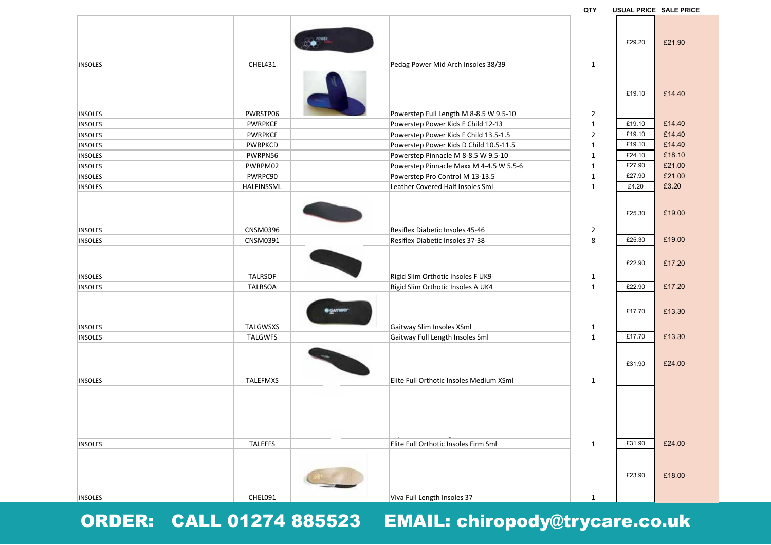| | | | | | QTY | USUAL PRICE | SALE PRICE |
|---|---|---|---|---|---|---|---|
| INSOLES | | CHEL431 | | Pedag Power Mid Arch Insoles 38/39 | 1 | £29.20 | £21.90 |
| INSOLES | | PWRSTP06 | | Powerstep Full Length M 8-8.5 W 9.5-10 | 2 | £19.10 | £14.40 |
| INSOLES | | PWRPKCE | | Powerstep Power Kids E Child 12-13 | 1 | £19.10 | £14.40 |
| INSOLES | | PWRPKCF | | Powerstep Power Kids F Child 13.5-1.5 | 2 | £19.10 | £14.40 |
| INSOLES | | PWRPKCD | | Powerstep Power Kids D Child 10.5-11.5 | 1 | £19.10 | £14.40 |
| INSOLES | | PWRPN56 | | Powerstep Pinnacle M 8-8.5 W 9.5-10 | 1 | £24.10 | £18.10 |
| INSOLES | | PWRPM02 | | Powerstep Pinnacle Maxx M 4-4.5 W 5.5-6 | 1 | £27.90 | £21.00 |
| INSOLES | | PWRPC90 | | Powerstep Pro Control M 13-13.5 | 1 | £27.90 | £21.00 |
| INSOLES | | HALFINSSML | | Leather Covered Half Insoles Sml | 1 | £4.20 | £3.20 |
| INSOLES | | CNSM0396 | | Resiflex Diabetic Insoles 45-46 | 2 | £25.30 | £19.00 |
| INSOLES | | CNSM0391 | | Resiflex Diabetic Insoles 37-38 | 8 | £25.30 | £19.00 |
| INSOLES | | TALRSOF | | Rigid Slim Orthotic Insoles F UK9 | 1 | £22.90 | £17.20 |
| INSOLES | | TALRSOA | | Rigid Slim Orthotic Insoles A UK4 | 1 | £22.90 | £17.20 |
| INSOLES | | TALGWSXS | | Gaitway Slim Insoles XSml | 1 | £17.70 | £13.30 |
| INSOLES | | TALGWFS | | Gaitway Full Length Insoles Sml | 1 | £17.70 | £13.30 |
| INSOLES | | TALEFMXS | | Elite Full Orthotic Insoles Medium XSml | 1 | £31.90 | £24.00 |
| INSOLES | | TALEFFS | | Elite Full Orthotic Insoles Firm Sml | 1 | £31.90 | £24.00 |
| INSOLES | | CHEL091 | | Viva Full Length Insoles 37 | 1 | £23.90 | £18.00 |

**ORDER: CALL 01274 885523 EMAIL: chiropody@trycare.co.uk**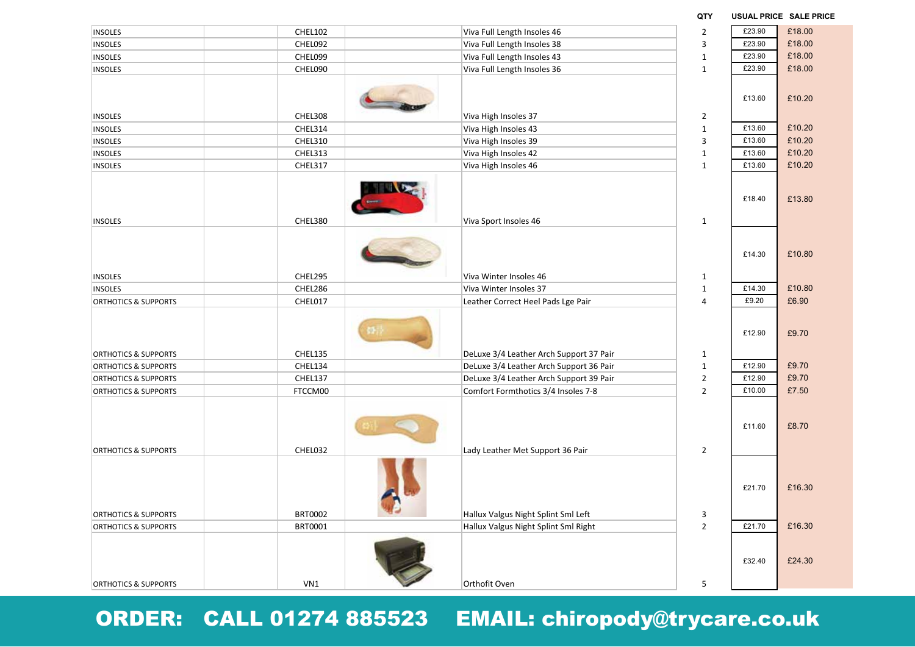| | | | | | QTY | USUAL PRICE | SALE PRICE |
|---|---|---|---|---|---|---|---|
| INSOLES | | CHEL102 | | Viva Full Length Insoles 46 | 2 | £23.90 | £18.00 |
| INSOLES | | CHEL092 | | Viva Full Length Insoles 38 | 3 | £23.90 | £18.00 |
| INSOLES | | CHEL099 | | Viva Full Length Insoles 43 | 1 | £23.90 | £18.00 |
| INSOLES | | CHEL090 | | Viva Full Length Insoles 36 | 1 | £23.90 | £18.00 |
| INSOLES | | CHEL308 | | Viva High Insoles 37 | 2 | £13.60 | £10.20 |
| INSOLES | | CHEL314 | | Viva High Insoles 43 | 1 | £13.60 | £10.20 |
| INSOLES | | CHEL310 | | Viva High Insoles 39 | 3 | £13.60 | £10.20 |
| INSOLES | | CHEL313 | | Viva High Insoles 42 | 1 | £13.60 | £10.20 |
| INSOLES | | CHEL317 | | Viva High Insoles 46 | 1 | £13.60 | £10.20 |
| INSOLES | | CHEL380 | | Viva Sport Insoles 46 | 1 | £18.40 | £13.80 |
| INSOLES | | CHEL295 | | Viva Winter Insoles 46 | 1 | £14.30 | £10.80 |
| INSOLES | | CHEL286 | | Viva Winter Insoles 37 | 1 | £14.30 | £10.80 |
| ORTHOTICS & SUPPORTS | | CHEL017 | | Leather Correct Heel Pads Lge Pair | 4 | £9.20 | £6.90 |
| ORTHOTICS & SUPPORTS | | CHEL135 | | DeLuxe 3/4 Leather Arch Support 37 Pair | 1 | £12.90 | £9.70 |
| ORTHOTICS & SUPPORTS | | CHEL134 | | DeLuxe 3/4 Leather Arch Support 36 Pair | 1 | £12.90 | £9.70 |
| ORTHOTICS & SUPPORTS | | CHEL137 | | DeLuxe 3/4 Leather Arch Support 39 Pair | 2 | £12.90 | £9.70 |
| ORTHOTICS & SUPPORTS | | FTCCM00 | | Comfort Formthotics 3/4 Insoles 7-8 | 2 | £10.00 | £7.50 |
| ORTHOTICS & SUPPORTS | | CHEL032 | | Lady Leather Met Support 36 Pair | 2 | £11.60 | £8.70 |
| ORTHOTICS & SUPPORTS | | BRT0002 | | Hallux Valgus Night Splint Sml Left | 3 | £21.70 | £16.30 |
| ORTHOTICS & SUPPORTS | | BRT0001 | | Hallux Valgus Night Splint Sml Right | 2 | £21.70 | £16.30 |
| ORTHOTICS & SUPPORTS | | VN1 | | Orthofit Oven | 5 | £32.40 | £24.30 |

**ORDER: CALL 01274 885523 EMAIL: chiropody@trycare.co.uk**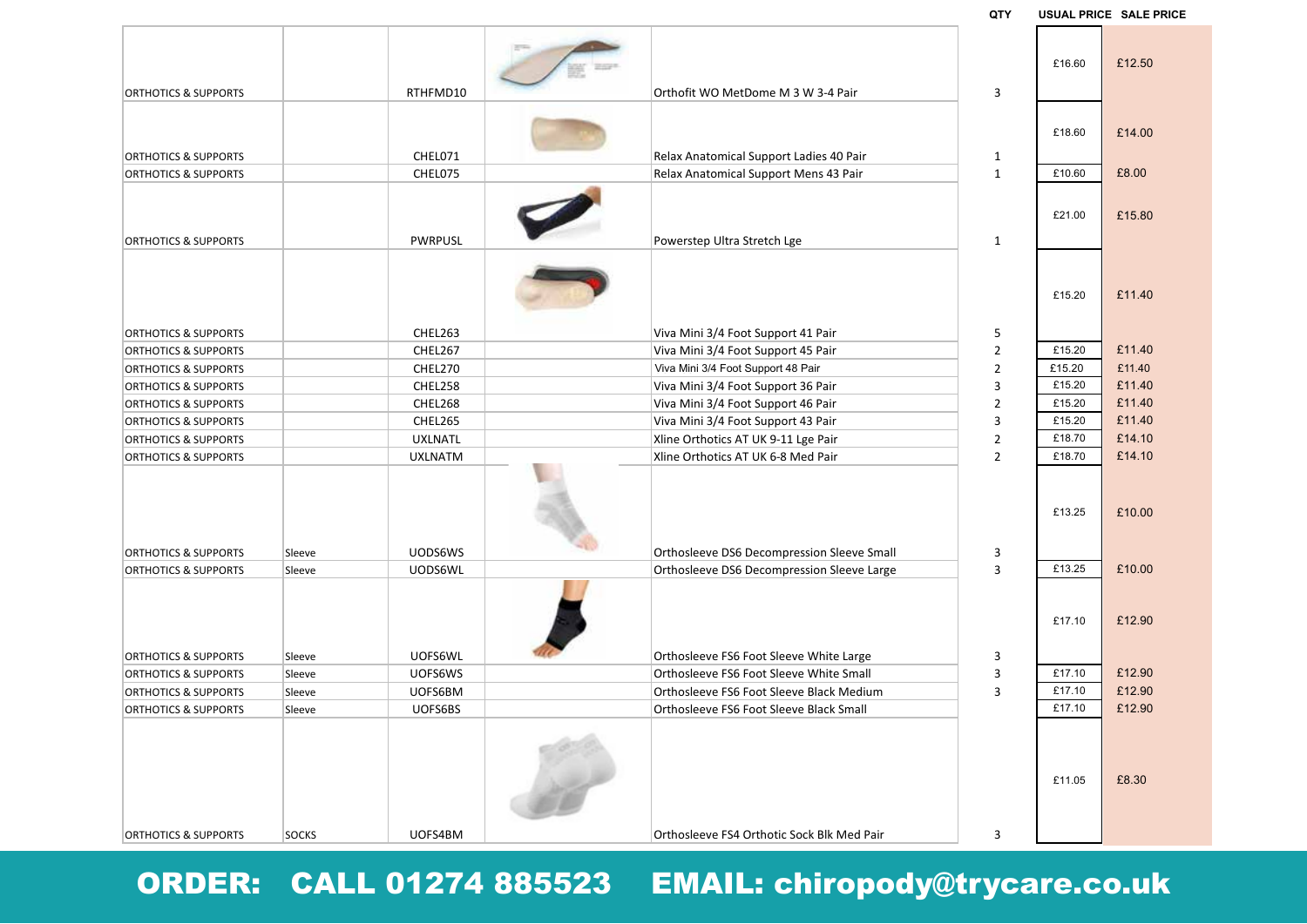| | | | | | QTY | USUAL PRICE | SALE PRICE |
|---|---|---|---|---|---|---|---|
| ORTHOTICS & SUPPORTS | | RTHFMD10 | | Orthofit WO MetDome M 3 W 3-4 Pair | 3 | £16.60 | £12.50 |
| ORTHOTICS & SUPPORTS | | CHEL071 | | Relax Anatomical Support Ladies 40 Pair | 1 | £18.60 | £14.00 |
| ORTHOTICS & SUPPORTS | | CHEL075 | | Relax Anatomical Support Mens 43 Pair | 1 | £10.60 | £8.00 |
| ORTHOTICS & SUPPORTS | | PWRPUSL | | Powerstep Ultra Stretch Lge | 1 | £21.00 | £15.80 |
| ORTHOTICS & SUPPORTS | | CHEL263 | | Viva Mini 3/4 Foot Support 41 Pair | 5 | £15.20 | £11.40 |
| ORTHOTICS & SUPPORTS | | CHEL267 | | Viva Mini 3/4 Foot Support 45 Pair | 2 | £15.20 | £11.40 |
| ORTHOTICS & SUPPORTS | | CHEL270 | | Viva Mini 3/4 Foot Support 48 Pair | 2 | £15.20 | £11.40 |
| ORTHOTICS & SUPPORTS | | CHEL258 | | Viva Mini 3/4 Foot Support 36 Pair | 3 | £15.20 | £11.40 |
| ORTHOTICS & SUPPORTS | | CHEL268 | | Viva Mini 3/4 Foot Support 46 Pair | 2 | £15.20 | £11.40 |
| ORTHOTICS & SUPPORTS | | CHEL265 | | Viva Mini 3/4 Foot Support 43 Pair | 3 | £15.20 | £11.40 |
| ORTHOTICS & SUPPORTS | | UXLNATL | | Xline Orthotics AT UK 9-11 Lge Pair | 2 | £18.70 | £14.10 |
| ORTHOTICS & SUPPORTS | | UXLNATM | | Xline Orthotics AT UK 6-8 Med Pair | 2 | £18.70 | £14.10 |
| ORTHOTICS & SUPPORTS | Sleeve | UODS6WS | | Orthosleeve DS6 Decompression Sleeve Small | 3 | £13.25 | £10.00 |
| ORTHOTICS & SUPPORTS | Sleeve | UODS6WL | | Orthosleeve DS6 Decompression Sleeve Large | 3 | £13.25 | £10.00 |
| ORTHOTICS & SUPPORTS | Sleeve | UOFS6WL | | Orthosleeve FS6 Foot Sleeve White Large | 3 | £17.10 | £12.90 |
| ORTHOTICS & SUPPORTS | Sleeve | UOFS6WS | | Orthosleeve FS6 Foot Sleeve White Small | 3 | £17.10 | £12.90 |
| ORTHOTICS & SUPPORTS | Sleeve | UOFS6BM | | Orthosleeve FS6 Foot Sleeve Black Medium | 3 | £17.10 | £12.90 |
| ORTHOTICS & SUPPORTS | Sleeve | UOFS6BS | | Orthosleeve FS6 Foot Sleeve Black Small | | £17.10 | £12.90 |
| ORTHOTICS & SUPPORTS | SOCKS | UOFS4BM | | Orthosleeve FS4 Orthotic Sock Blk Med Pair | 3 | £11.05 | £8.30 |

**ORDER: CALL 01274 885523 EMAIL: chiropody@trycare.co.uk**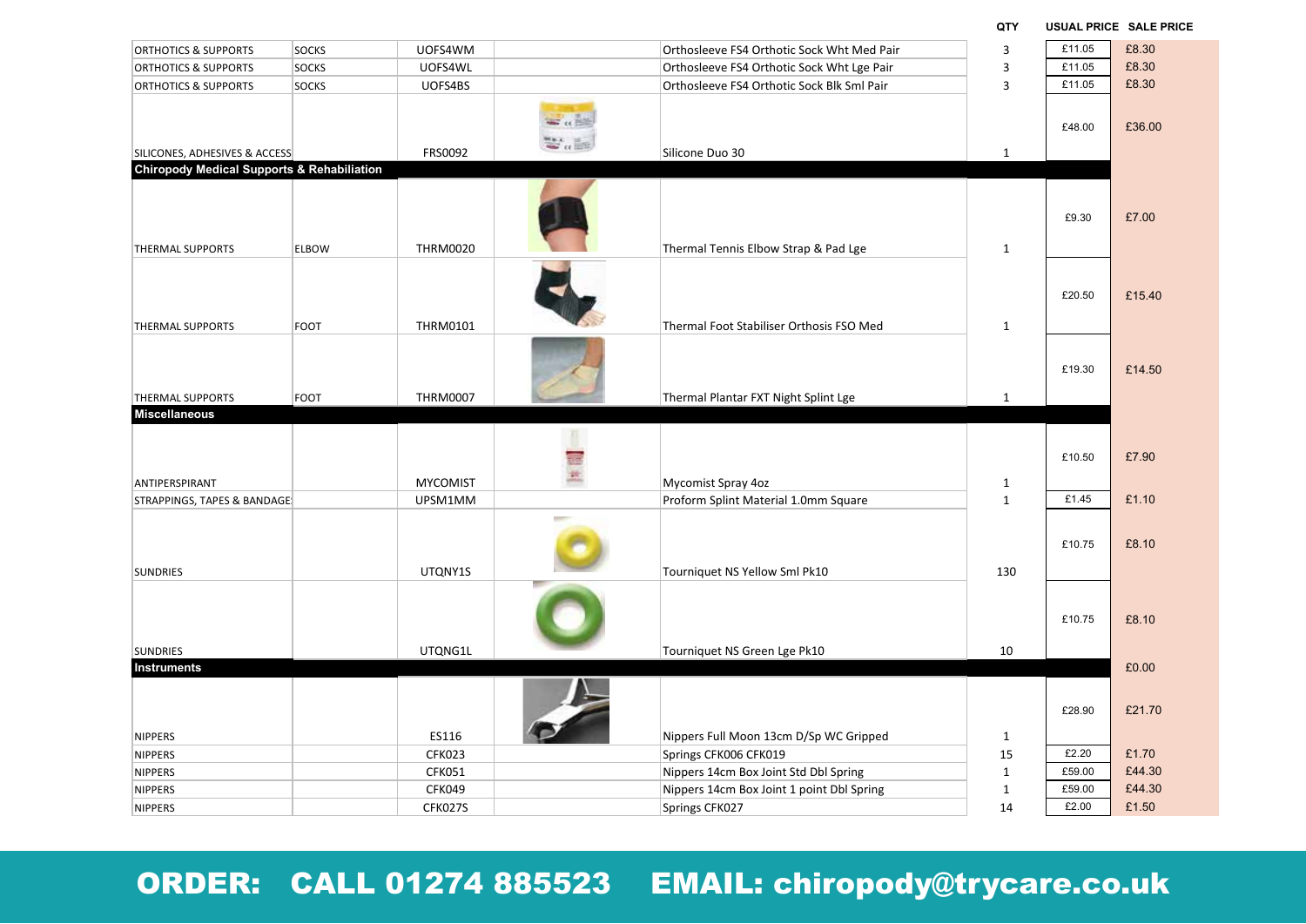| | | | | | QTY | USUAL PRICE | SALE PRICE |
|---|---|---|---|---|---|---|---|
| ORTHOTICS & SUPPORTS | SOCKS | UOFS4WM | | Orthosleeve FS4 Orthotic Sock Wht Med Pair | 3 | £11.05 | £8.30 |
| ORTHOTICS & SUPPORTS | SOCKS | UOFS4WL | | Orthosleeve FS4 Orthotic Sock Wht Lge Pair | 3 | £11.05 | £8.30 |
| ORTHOTICS & SUPPORTS | SOCKS | UOFS4BS | | Orthosleeve FS4 Orthotic Sock Blk Sml Pair | 3 | £11.05 | £8.30 |
| SILICONES, ADHESIVES & ACCESS | | FRS0092 | | Silicone Duo 30 | 1 | £48.00 | £36.00 |
| **Chiropody Medical Supports & Rehabiliation** | | | | | | | |
| THERMAL SUPPORTS | ELBOW | THRM0020 | | Thermal Tennis Elbow Strap & Pad Lge | 1 | £9.30 | £7.00 |
| THERMAL SUPPORTS | FOOT | THRM0101 | | Thermal Foot Stabiliser Orthosis FSO Med | 1 | £20.50 | £15.40 |
| THERMAL SUPPORTS | FOOT | THRM0007 | | Thermal Plantar FXT Night Splint Lge | 1 | £19.30 | £14.50 |
| **Miscellaneous** | | | | | | | |
| ANTIPERSPIRANT | | MYCOMIST | | Mycomist Spray 4oz | 1 | £10.50 | £7.90 |
| STRAPPINGS, TAPES & BANDAGE | | UPSM1MM | | Proform Splint Material 1.0mm Square | 1 | £1.45 | £1.10 |
| SUNDRIES | | UTQNY1S | | Tourniquet NS Yellow Sml Pk10 | 130 | £10.75 | £8.10 |
| SUNDRIES | | UTQNG1L | | Tourniquet NS Green Lge Pk10 | 10 | £10.75 | £8.10 |
| **Instruments** | | | | | | | £0.00 |
| NIPPERS | | ES116 | | Nippers Full Moon 13cm D/Sp WC Gripped | 1 | £28.90 | £21.70 |
| NIPPERS | | CFK023 | | Springs CFK006 CFK019 | 15 | £2.20 | £1.70 |
| NIPPERS | | CFK051 | | Nippers 14cm Box Joint Std Dbl Spring | 1 | £59.00 | £44.30 |
| NIPPERS | | CFK049 | | Nippers 14cm Box Joint 1 point Dbl Spring | 1 | £59.00 | £44.30 |
| NIPPERS | | CFK027S | | Springs CFK027 | 14 | £2.00 | £1.50 |

**ORDER: CALL 01274 885523 EMAIL: chiropody@trycare.co.uk**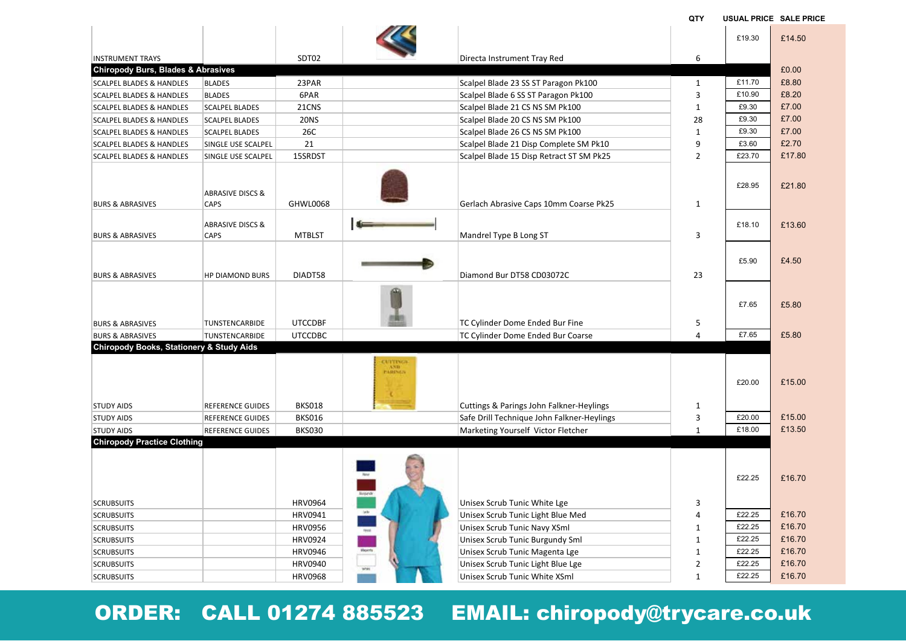| | | | | QTY | USUAL PRICE | SALE PRICE |
|---|---|---|---|---|---|---|
| INSTRUMENT TRAYS | | SDT02 | Directa Instrument Tray Red | 6 | £19.30 | £14.50 |
| **Chiropody Burs, Blades & Abrasives** | | | | | | £0.00 |
| SCALPEL BLADES & HANDLES | BLADES | 23PAR | Scalpel Blade 23 SS ST Paragon Pk100 | 1 | £11.70 | £8.80 |
| SCALPEL BLADES & HANDLES | BLADES | 6PAR | Scalpel Blade 6 SS ST Paragon Pk100 | 3 | £10.90 | £8.20 |
| SCALPEL BLADES & HANDLES | SCALPEL BLADES | 21CNS | Scalpel Blade 21 CS NS SM Pk100 | 1 | £9.30 | £7.00 |
| SCALPEL BLADES & HANDLES | SCALPEL BLADES | 20NS | Scalpel Blade 20 CS NS SM Pk100 | 28 | £9.30 | £7.00 |
| SCALPEL BLADES & HANDLES | SCALPEL BLADES | 26C | Scalpel Blade 26 CS NS SM Pk100 | 1 | £9.30 | £7.00 |
| SCALPEL BLADES & HANDLES | SINGLE USE SCALPEL | 21 | Scalpel Blade 21 Disp Complete SM Pk10 | 9 | £3.60 | £2.70 |
| SCALPEL BLADES & HANDLES | SINGLE USE SCALPEL | 15SRDST | Scalpel Blade 15 Disp Retract ST SM Pk25 | 2 | £23.70 | £17.80 |
| BURS & ABRASIVES | ABRASIVE DISCS & CAPS | GHWL0068 | Gerlach Abrasive Caps 10mm Coarse Pk25 | 1 | £28.95 | £21.80 |
| BURS & ABRASIVES | ABRASIVE DISCS & CAPS | MTBLST | Mandrel Type B Long ST | 3 | £18.10 | £13.60 |
| BURS & ABRASIVES | HP DIAMOND BURS | DIADT58 | Diamond Bur DT58 CD03072C | 23 | £5.90 | £4.50 |
| BURS & ABRASIVES | TUNSTENCARBIDE | UTCCDBF | TC Cylinder Dome Ended Bur Fine | 5 | £7.65 | £5.80 |
| BURS & ABRASIVES | TUNSTENCARBIDE | UTCCDBC | TC Cylinder Dome Ended Bur Coarse | 4 | £7.65 | £5.80 |
| **Chiropody Books, Stationery & Study Aids** | | | | | | |
| STUDY AIDS | REFERENCE GUIDES | BKS018 | Cuttings & Parings John Falkner-Heylings | 1 | £20.00 | £15.00 |
| STUDY AIDS | REFERENCE GUIDES | BKS016 | Safe Drill Technique John Falkner-Heylings | 3 | £20.00 | £15.00 |
| STUDY AIDS | REFERENCE GUIDES | BKS030 | Marketing Yourself Victor Fletcher | 1 | £18.00 | £13.50 |
| **Chiropody Practice Clothing** | | | | | | |
| SCRUBSUITS | | HRV0964 | Unisex Scrub Tunic White Lge | 3 | £22.25 | £16.70 |
| SCRUBSUITS | | HRV0941 | Unisex Scrub Tunic Light Blue Med | 4 | £22.25 | £16.70 |
| SCRUBSUITS | | HRV0956 | Unisex Scrub Tunic Navy XSml | 1 | £22.25 | £16.70 |
| SCRUBSUITS | | HRV0924 | Unisex Scrub Tunic Burgundy Sml | 1 | £22.25 | £16.70 |
| SCRUBSUITS | | HRV0946 | Unisex Scrub Tunic Magenta Lge | 1 | £22.25 | £16.70 |
| SCRUBSUITS | | HRV0940 | Unisex Scrub Tunic Light Blue Lge | 2 | £22.25 | £16.70 |
| SCRUBSUITS | | HRV0968 | Unisex Scrub Tunic White XSml | 1 | £22.25 | £16.70 |

**ORDER: CALL 01274 885523 EMAIL: chiropody@trycare.co.uk**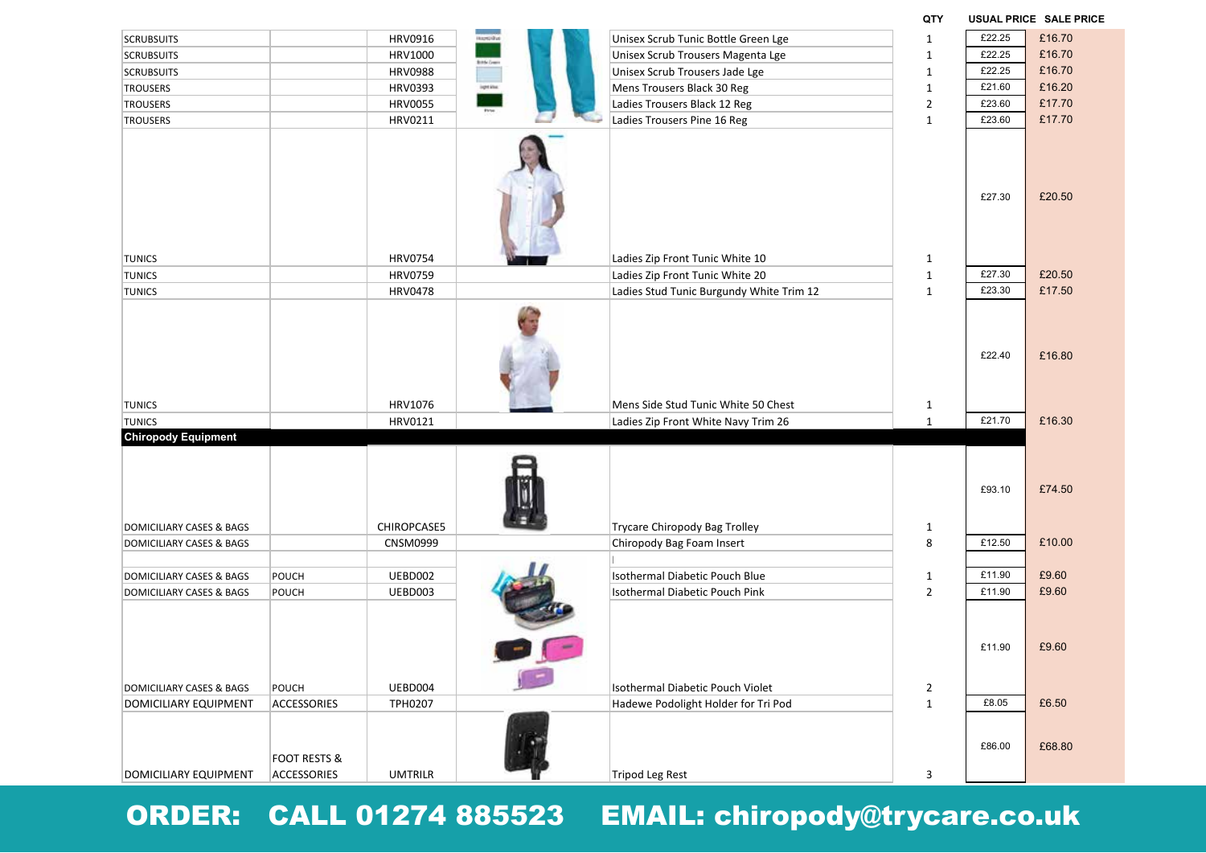| | | | | QTY | USUAL PRICE | SALE PRICE |
|---|---|---|---|---|---|---|
| SCRUBSUITS | | HRV0916 | Unisex Scrub Tunic Bottle Green Lge | 1 | £22.25 | £16.70 |
| SCRUBSUITS | | HRV1000 | Unisex Scrub Trousers Magenta Lge | 1 | £22.25 | £16.70 |
| SCRUBSUITS | | HRV0988 | Unisex Scrub Trousers Jade Lge | 1 | £22.25 | £16.70 |
| TROUSERS | | HRV0393 | Mens Trousers Black 30 Reg | 1 | £21.60 | £16.20 |
| TROUSERS | | HRV0055 | Ladies Trousers Black 12 Reg | 2 | £23.60 | £17.70 |
| TROUSERS | | HRV0211 | Ladies Trousers Pine 16 Reg | 1 | £23.60 | £17.70 |
| TUNICS | | HRV0754 | Ladies Zip Front Tunic White 10 | 1 | £27.30 | £20.50 |
| TUNICS | | HRV0759 | Ladies Zip Front Tunic White 20 | 1 | £27.30 | £20.50 |
| TUNICS | | HRV0478 | Ladies Stud Tunic Burgundy White Trim 12 | 1 | £23.30 | £17.50 |
| TUNICS | | HRV1076 | Mens Side Stud Tunic White 50 Chest | 1 | £22.40 | £16.80 |
| TUNICS | | HRV0121 | Ladies Zip Front White Navy Trim 26 | 1 | £21.70 | £16.30 |
| **Chiropody Equipment** | | | | | | |
| DOMICILIARY CASES & BAGS | | CHIROPCASE5 | Trycare Chiropody Bag Trolley | 1 | £93.10 | £74.50 |
| DOMICILIARY CASES & BAGS | | CNSM0999 | Chiropody Bag Foam Insert | 8 | £12.50 | £10.00 |
| DOMICILIARY CASES & BAGS | POUCH | UEBD002 | Isothermal Diabetic Pouch Blue | 1 | £11.90 | £9.60 |
| DOMICILIARY CASES & BAGS | POUCH | UEBD003 | Isothermal Diabetic Pouch Pink | 2 | £11.90 | £9.60 |
| DOMICILIARY CASES & BAGS | POUCH | UEBD004 | Isothermal Diabetic Pouch Violet | 2 | £11.90 | £9.60 |
| DOMICILIARY EQUIPMENT | ACCESSORIES | TPH0207 | Hadewe Podolight Holder for Tri Pod | 1 | £8.05 | £6.50 |
| DOMICILIARY EQUIPMENT | FOOT RESTS & ACCESSORIES | UMTRILR | Tripod Leg Rest | 3 | £86.00 | £68.80 |

**ORDER: CALL 01274 885523 EMAIL: chiropody@trycare.co.uk**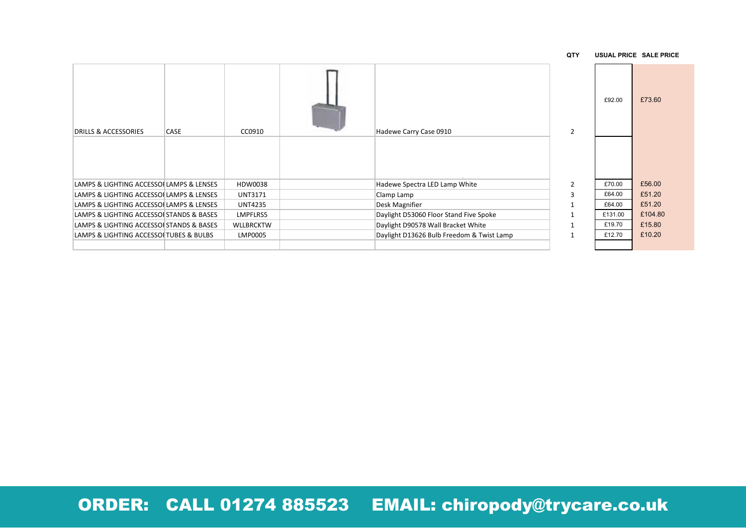| | | | | | QTY | USUAL PRICE | SALE PRICE |
|---|---|---|---|---|---|---|---|
| DRILLS & ACCESSORIES | CASE | CC0910 | | Hadewe Carry Case 0910 | 2 | £92.00 | £73.60 |
| | | | | | | | |
| LAMPS & LIGHTING ACCESSOI | LAMPS & LENSES | HDW0038 | | Hadewe Spectra LED Lamp White | 2 | £70.00 | £56.00 |
| LAMPS & LIGHTING ACCESSOI | LAMPS & LENSES | UNT3171 | | Clamp Lamp | 3 | £64.00 | £51.20 |
| LAMPS & LIGHTING ACCESSOI | LAMPS & LENSES | UNT4235 | | Desk Magnifier | 1 | £64.00 | £51.20 |
| LAMPS & LIGHTING ACCESSOI | STANDS & BASES | LMPFLRS5 | | Daylight D53060 Floor Stand Five Spoke | 1 | £131.00 | £104.80 |
| LAMPS & LIGHTING ACCESSOI | STANDS & BASES | WLLBRCKTW | | Daylight D90578 Wall Bracket White | 1 | £19.70 | £15.80 |
| LAMPS & LIGHTING ACCESSOI | TUBES & BULBS | LMP0005 | | Daylight D13626 Bulb Freedom & Twist Lamp | 1 | £12.70 | £10.20 |
| | | | | | | | |

**ORDER: CALL 01274 885523 EMAIL: chiropody@trycare.co.uk**